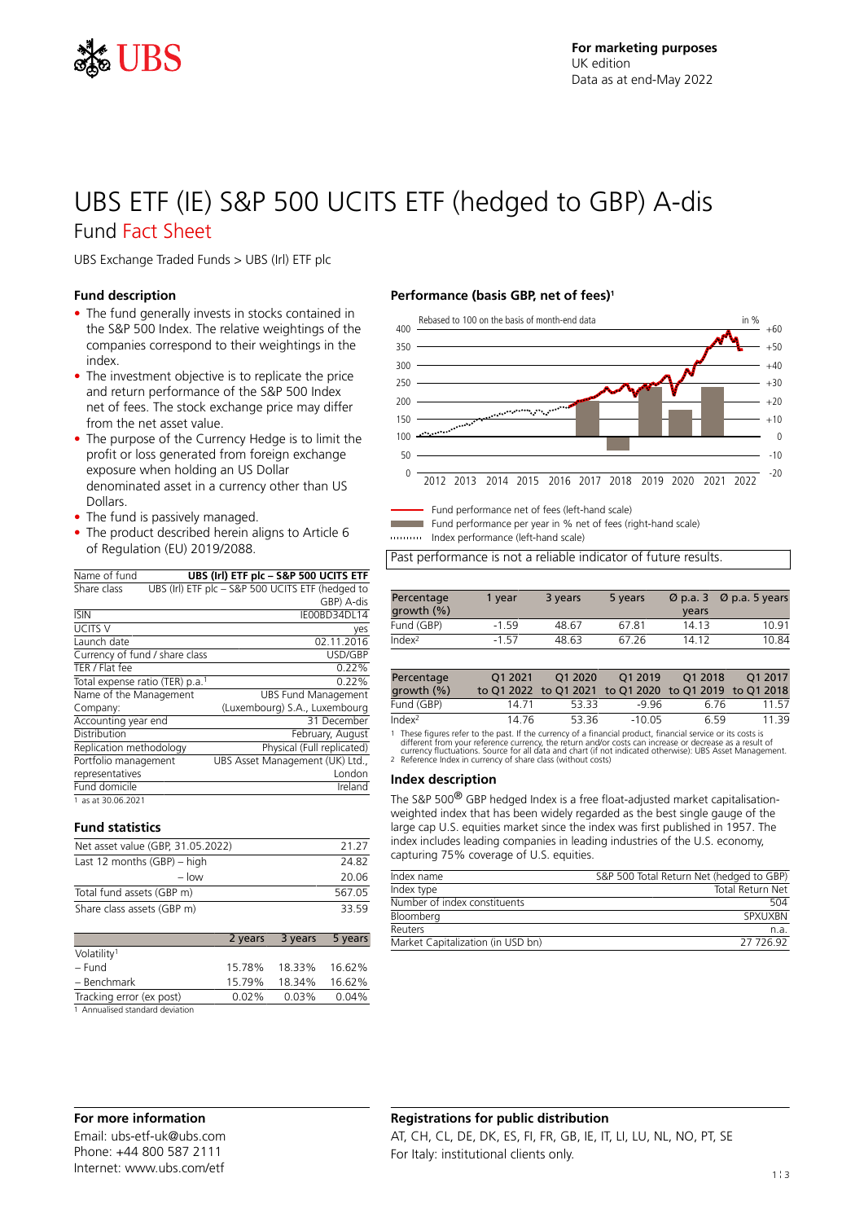For marketing purposes
UK edition
Data as at end-May 2022

# UBS ETF (IE) S&P 500 UCITS ETF (hedged to GBP) A-dis

## Fund Fact Sheet

UBS Exchange Traded Funds > UBS (Irl) ETF plc

### Fund description

- The fund generally invests in stocks contained in the S&P 500 Index. The relative weightings of the companies correspond to their weightings in the index.
- The investment objective is to replicate the price and return performance of the S&P 500 Index net of fees. The stock exchange price may differ from the net asset value.
- The purpose of the Currency Hedge is to limit the profit or loss generated from foreign exchange exposure when holding an US Dollar denominated asset in a currency other than US Dollars.
- The fund is passively managed.
- The product described herein aligns to Article 6 of Regulation (EU) 2019/2088.

| Name of fund | UBS (Irl) ETF plc – S&P 500 UCITS ETF |
|---|---|
| Share class | UBS (Irl) ETF plc – S&P 500 UCITS ETF (hedged to GBP) A-dis |
| ISIN | IE00BD34DL14 |
| UCITS V | yes |
| Launch date | 02.11.2016 |
| Currency of fund / share class | USD/GBP |
| TER / Flat fee | 0.22% |
| Total expense ratio (TER) p.a.[1] | 0.22% |
| Name of the Management Company: | UBS Fund Management (Luxembourg) S.A., Luxembourg |
| Accounting year end | 31 December |
| Distribution | February, August |
| Replication methodology | Physical (Full replicated) |
| Portfolio management representatives | UBS Asset Management (UK) Ltd., London |
| Fund domicile | Ireland |

1 as at 30.06.2021

### Fund statistics

| | |
|---|---|
| Net asset value (GBP, 31.05.2022) | 21.27 |
| Last 12 months (GBP) – high | 24.82 |
| – low | 20.06 |
| Total fund assets (GBP m) | 567.05 |
| Share class assets (GBP m) | 33.59 |

| | 2 years | 3 years | 5 years |
|---|---|---|---|
| Volatility[1] | | | |
| – Fund | 15.78% | 18.33% | 16.62% |
| – Benchmark | 15.79% | 18.34% | 16.62% |
| Tracking error (ex post) | 0.02% | 0.03% | 0.04% |

1 Annualised standard deviation

### Performance (basis GBP, net of fees)[1]

Rebased to 100 on the basis of month-end data

Fund performance net of fees (left-hand scale)
Fund performance per year in % net of fees (right-hand scale)
Index performance (left-hand scale)

Past performance is not a reliable indicator of future results.

| Percentage growth (%) | 1 year | 3 years | 5 years | Ø p.a. 3 years | Ø p.a. 5 years |
|---|---|---|---|---|---|
| Fund (GBP) | -1.59 | 48.67 | 67.81 | 14.13 | 10.91 |
| Index[2] | -1.57 | 48.63 | 67.26 | 14.12 | 10.84 |

| Percentage growth (%) | Q1 2021 to Q1 2022 | Q1 2020 to Q1 2021 | Q1 2019 to Q1 2020 | Q1 2018 to Q1 2019 | Q1 2017 to Q1 2018 |
|---|---|---|---|---|---|
| Fund (GBP) | 14.71 | 53.33 | -9.96 | 6.76 | 11.57 |
| Index[2] | 14.76 | 53.36 | -10.05 | 6.59 | 11.39 |

1 These figures refer to the past. If the currency of a financial product, financial service or its costs is different from your reference currency, the return and/or costs can increase or decrease as a result of currency fluctuations. Source for all data and chart (if not indicated otherwise): UBS Asset Management.
2 Reference Index in currency of share class (without costs)

### Index description

The S&P 500® GBP hedged Index is a free float-adjusted market capitalisation-weighted index that has been widely regarded as the best single gauge of the large cap U.S. equities market since the index was first published in 1957. The index includes leading companies in leading industries of the U.S. economy, capturing 75% coverage of U.S. equities.

| | |
|---|---|
| Index name | S&P 500 Total Return Net (hedged to GBP) |
| Index type | Total Return Net |
| Number of index constituents | 504 |
| Bloomberg | SPXUXBN |
| Reuters | n.a. |
| Market Capitalization (in USD bn) | 27 726.92 |

### For more information

Email: ubs-etf-uk@ubs.com
Phone: +44 800 587 2111
Internet: www.ubs.com/etf

### Registrations for public distribution

AT, CH, CL, DE, DK, ES, FI, FR, GB, IE, IT, LI, LU, NL, NO, PT, SE
For Italy: institutional clients only.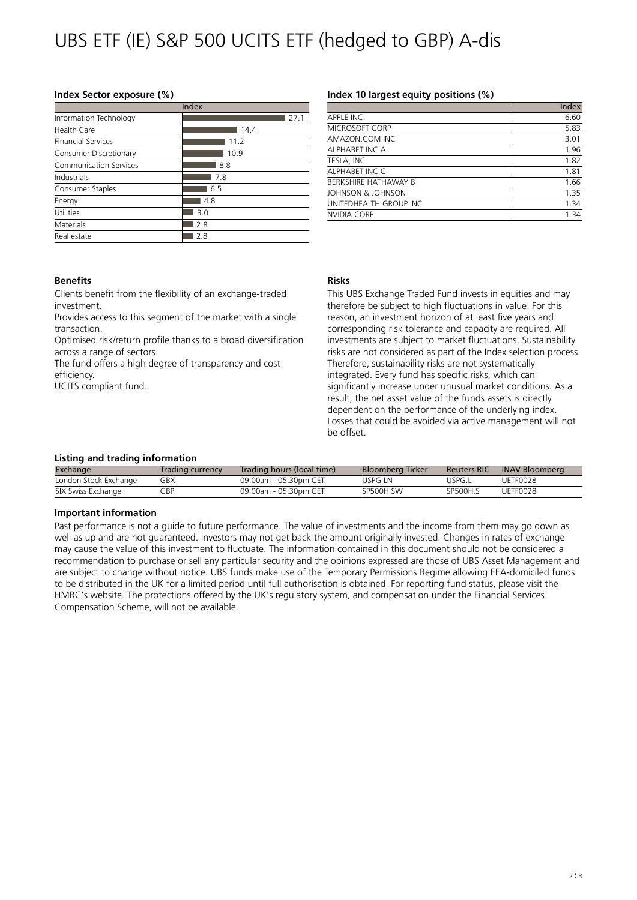# UBS ETF (IE) S&P 500 UCITS ETF (hedged to GBP) A-dis

### Index Sector exposure (%)

| | Index |
|---|---|
| Information Technology | 27.1 |
| Health Care | 14.4 |
| Financial Services | 11.2 |
| Consumer Discretionary | 10.9 |
| Communication Services | 8.8 |
| Industrials | 7.8 |
| Consumer Staples | 6.5 |
| Energy | 4.8 |
| Utilities | 3.0 |
| Materials | 2.8 |
| Real estate | 2.8 |

### Index 10 largest equity positions (%)

| | Index |
|---|---|
| APPLE INC. | 6.60 |
| MICROSOFT CORP | 5.83 |
| AMAZON.COM INC | 3.01 |
| ALPHABET INC A | 1.96 |
| TESLA, INC | 1.82 |
| ALPHABET INC C | 1.81 |
| BERKSHIRE HATHAWAY B | 1.66 |
| JOHNSON & JOHNSON | 1.35 |
| UNITEDHEALTH GROUP INC | 1.34 |
| NVIDIA CORP | 1.34 |

### Benefits

Clients benefit from the flexibility of an exchange-traded investment.

Provides access to this segment of the market with a single transaction.

Optimised risk/return profile thanks to a broad diversification across a range of sectors.

The fund offers a high degree of transparency and cost efficiency.

UCITS compliant fund.

### Risks

This UBS Exchange Traded Fund invests in equities and may therefore be subject to high fluctuations in value. For this reason, an investment horizon of at least five years and corresponding risk tolerance and capacity are required. All investments are subject to market fluctuations. Sustainability risks are not considered as part of the Index selection process. Therefore, sustainability risks are not systematically integrated. Every fund has specific risks, which can significantly increase under unusual market conditions. As a result, the net asset value of the funds assets is directly dependent on the performance of the underlying index. Losses that could be avoided via active management will not be offset.

### Listing and trading information

| Exchange | Trading currency | Trading hours (local time) | Bloomberg Ticker | Reuters RIC | iNAV Bloomberg |
|---|---|---|---|---|---|
| London Stock Exchange | GBX | 09:00am - 05:30pm CET | USPG LN | USPG.L | UETF0028 |
| SIX Swiss Exchange | GBP | 09:00am - 05:30pm CET | SP500H SW | SP500H.S | UETF0028 |

### Important information

Past performance is not a guide to future performance. The value of investments and the income from them may go down as well as up and are not guaranteed. Investors may not get back the amount originally invested. Changes in rates of exchange may cause the value of this investment to fluctuate. The information contained in this document should not be considered a recommendation to purchase or sell any particular security and the opinions expressed are those of UBS Asset Management and are subject to change without notice. UBS funds make use of the Temporary Permissions Regime allowing EEA-domiciled funds to be distributed in the UK for a limited period until full authorisation is obtained. For reporting fund status, please visit the HMRC's website. The protections offered by the UK's regulatory system, and compensation under the Financial Services Compensation Scheme, will not be available.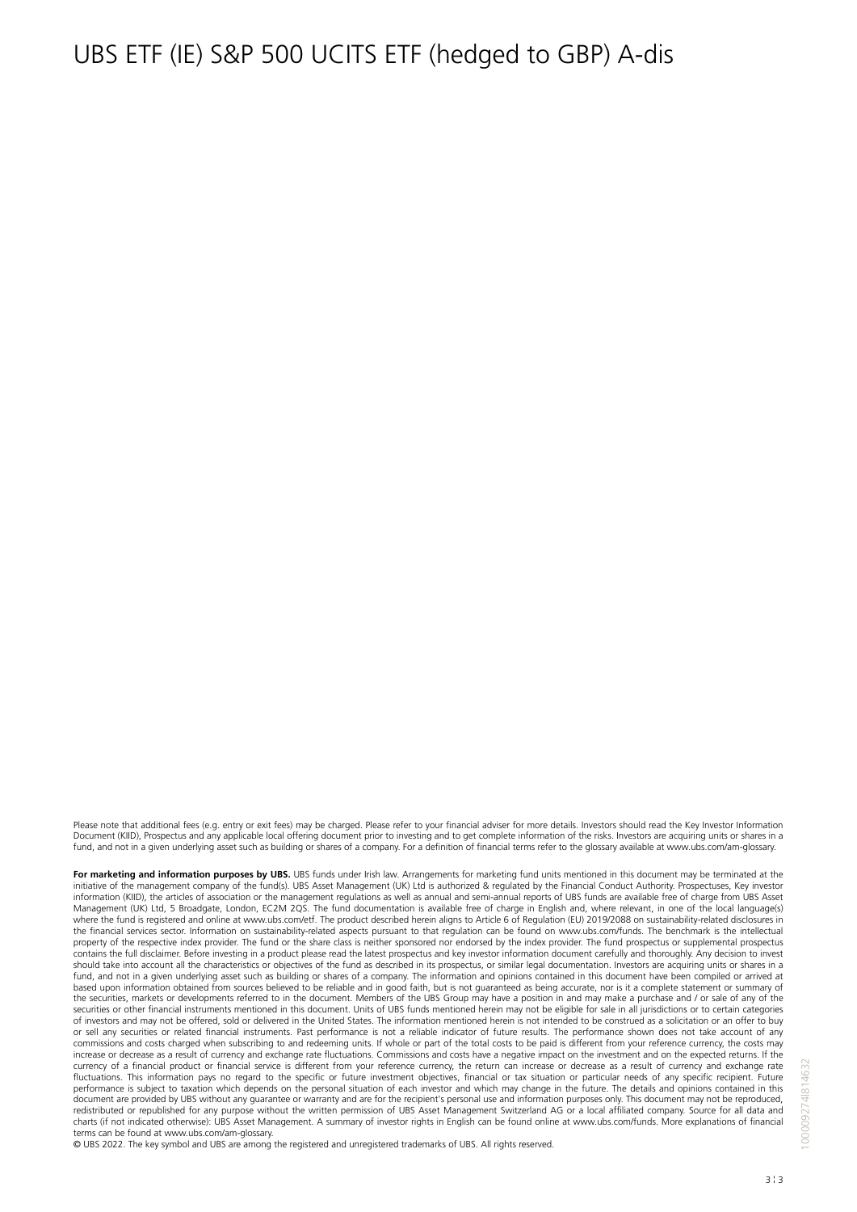# UBS ETF (IE) S&P 500 UCITS ETF (hedged to GBP) A-dis

Please note that additional fees (e.g. entry or exit fees) may be charged. Please refer to your financial adviser for more details. Investors should read the Key Investor Information Document (KIID), Prospectus and any applicable local offering document prior to investing and to get complete information of the risks. Investors are acquiring units or shares in a fund, and not in a given underlying asset such as building or shares of a company. For a definition of financial terms refer to the glossary available at www.ubs.com/am-glossary.

**For marketing and information purposes by UBS.** UBS funds under Irish law. Arrangements for marketing fund units mentioned in this document may be terminated at the initiative of the management company of the fund(s). UBS Asset Management (UK) Ltd is authorized & regulated by the Financial Conduct Authority. Prospectuses, Key investor information (KIID), the articles of association or the management regulations as well as annual and semi-annual reports of UBS funds are available free of charge from UBS Asset Management (UK) Ltd, 5 Broadgate, London, EC2M 2QS. The fund documentation is available free of charge in English and, where relevant, in one of the local language(s) where the fund is registered and online at www.ubs.com/etf. The product described herein aligns to Article 6 of Regulation (EU) 2019/2088 on sustainability-related disclosures in the financial services sector. Information on sustainability-related aspects pursuant to that regulation can be found on www.ubs.com/funds. The benchmark is the intellectual property of the respective index provider. The fund or the share class is neither sponsored nor endorsed by the index provider. The fund prospectus or supplemental prospectus contains the full disclaimer. Before investing in a product please read the latest prospectus and key investor information document carefully and thoroughly. Any decision to invest should take into account all the characteristics or objectives of the fund as described in its prospectus, or similar legal documentation. Investors are acquiring units or shares in a fund, and not in a given underlying asset such as building or shares of a company. The information and opinions contained in this document have been compiled or arrived at based upon information obtained from sources believed to be reliable and in good faith, but is not guaranteed as being accurate, nor is it a complete statement or summary of the securities, markets or developments referred to in the document. Members of the UBS Group may have a position in and may make a purchase and / or sale of any of the securities or other financial instruments mentioned in this document. Units of UBS funds mentioned herein may not be eligible for sale in all jurisdictions or to certain categories of investors and may not be offered, sold or delivered in the United States. The information mentioned herein is not intended to be construed as a solicitation or an offer to buy or sell any securities or related financial instruments. Past performance is not a reliable indicator of future results. The performance shown does not take account of any commissions and costs charged when subscribing to and redeeming units. If whole or part of the total costs to be paid is different from your reference currency, the costs may increase or decrease as a result of currency and exchange rate fluctuations. Commissions and costs have a negative impact on the investment and on the expected returns. If the currency of a financial product or financial service is different from your reference currency, the return can increase or decrease as a result of currency and exchange rate fluctuations. This information pays no regard to the specific or future investment objectives, financial or tax situation or particular needs of any specific recipient. Future performance is subject to taxation which depends on the personal situation of each investor and which may change in the future. The details and opinions contained in this document are provided by UBS without any guarantee or warranty and are for the recipient's personal use and information purposes only. This document may not be reproduced, redistributed or republished for any purpose without the written permission of UBS Asset Management Switzerland AG or a local affiliated company. Source for all data and charts (if not indicated otherwise): UBS Asset Management. A summary of investor rights in English can be found online at www.ubs.com/funds. More explanations of financial terms can be found at www.ubs.com/am-glossary.

© UBS 2022. The key symbol and UBS are among the registered and unregistered trademarks of UBS. All rights reserved.